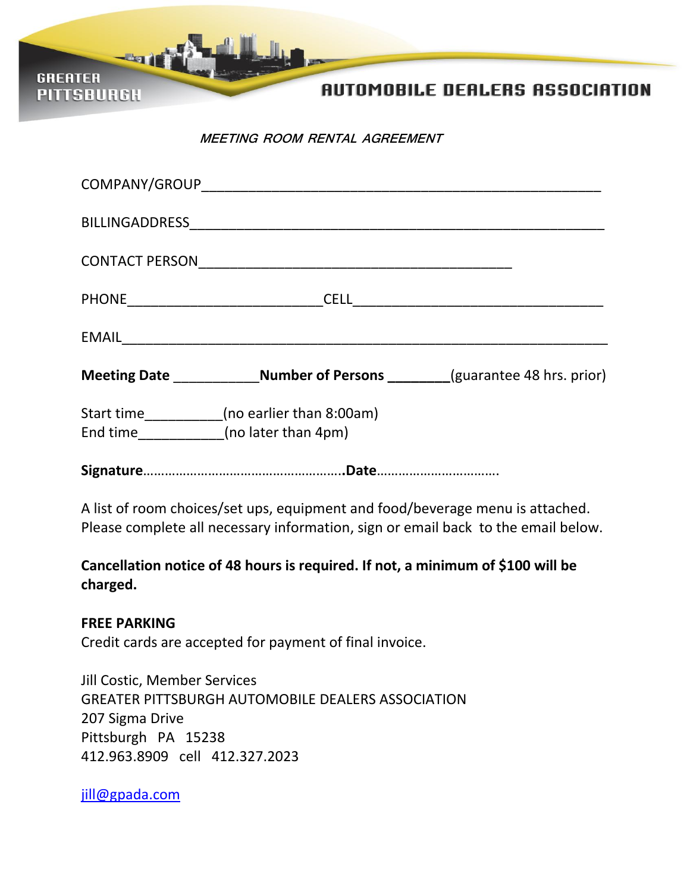GREATER PITTSBURGH

AUTOMOBILE DEALERS ASSOCIATION

*MEETING ROOM RENTAL AGREEMENT*

COMPANY/GROUP_______________________________________________________

BILLINGADDRESS_______________________________________________________

CONTACT PERSON___________________________________________

PHONE___________________________CELL__________________________________

EMAIL__________________________________________________________________

**Meeting Date** ___________**Number of Persons** _________(guarantee 48 hrs. prior)

Start time__________(no earlier than 8:00am)
End time___________(no later than 4pm)

**Signature**……………………………………………….**Date**…………………………….

A list of room choices/set ups, equipment and food/beverage menu is attached.
Please complete all necessary information, sign or email back to the email below.

**Cancellation notice of 48 hours is required. If not, a minimum of $100 will be charged.**

**FREE PARKING**
Credit cards are accepted for payment of final invoice.

Jill Costic, Member Services
GREATER PITTSBURGH AUTOMOBILE DEALERS ASSOCIATION
207 Sigma Drive
Pittsburgh PA 15238
412.963.8909 cell 412.327.2023

jill@gpada.com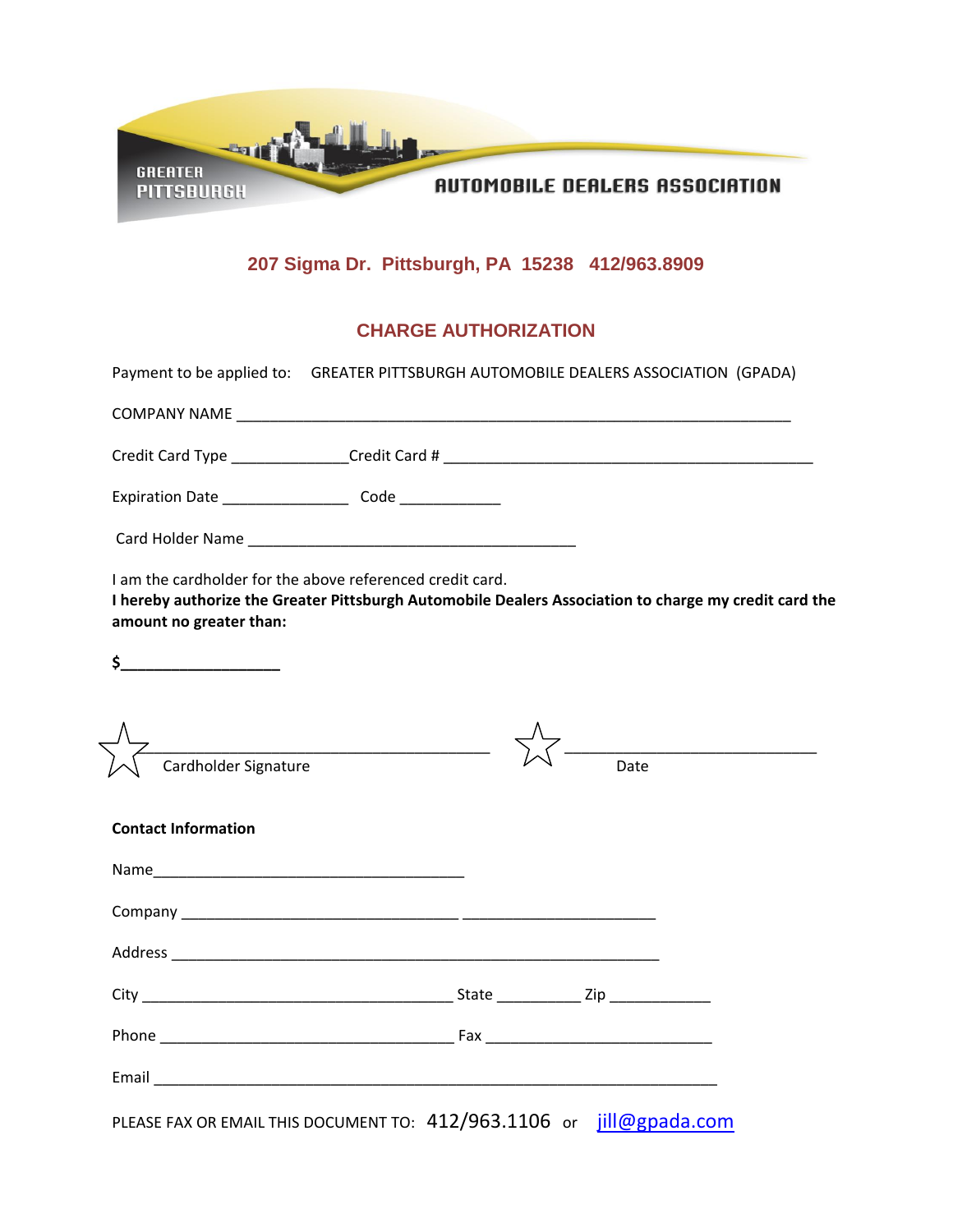GREATER PITTSBURGH AUTOMOBILE DEALERS ASSOCIATION

**207 Sigma Dr. Pittsburgh, PA 15238 412/963.8909**

## CHARGE AUTHORIZATION

Payment to be applied to: GREATER PITTSBURGH AUTOMOBILE DEALERS ASSOCIATION (GPADA)

COMPANY NAME ____________________________________________________________

Credit Card Type _____________Credit Card # ________________________________________

Expiration Date ______________ Code ___________

Card Holder Name ____________________________________

I am the cardholder for the above referenced credit card.
**I hereby authorize the Greater Pittsburgh Automobile Dealers Association to charge my credit card the amount no greater than:**

**$_________________**

☆ ________________________________________ Cardholder Signature

☆ ____________________________ Date

**Contact Information**

Name___________________________________

Company _______________________________ _____________________

Address _____________________________________________________

City __________________________________ State _________ Zip ___________

Phone _________________________________ Fax _________________________

Email ______________________________________________________________

PLEASE FAX OR EMAIL THIS DOCUMENT TO: 412/963.1106 or jill@gpada.com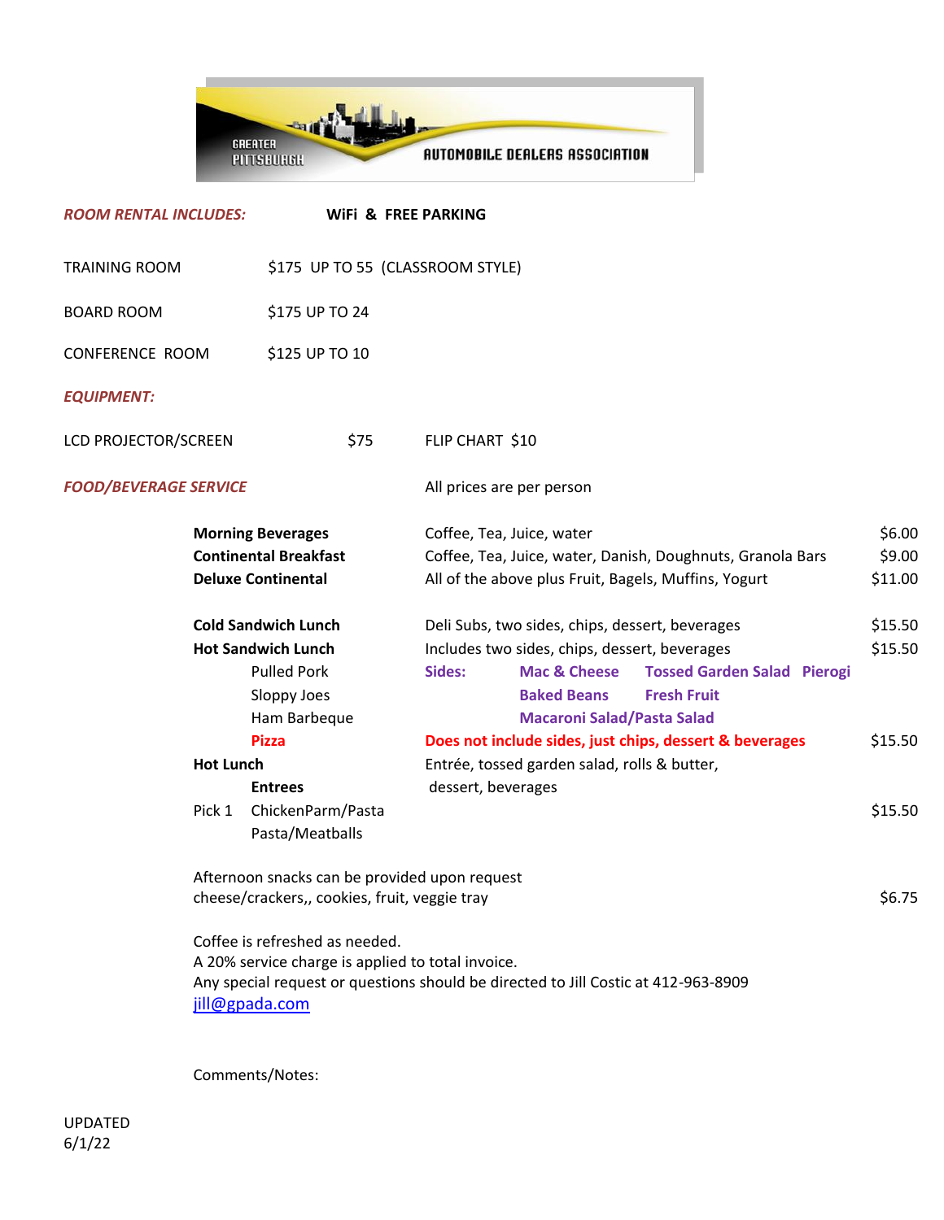GREATER PITTSBURGH AUTOMOBILE DEALERS ASSOCIATION

***ROOM RENTAL INCLUDES:*** **WiFi & FREE PARKING**

| | |
|---|---|
| TRAINING ROOM | $175 UP TO 55 (CLASSROOM STYLE) |
| BOARD ROOM | $175 UP TO 24 |
| CONFERENCE ROOM | $125 UP TO 10 |

***EQUIPMENT:***

LCD PROJECTOR/SCREEN $75 FLIP CHART $10

***FOOD/BEVERAGE SERVICE*** All prices are per person

| | | |
|---|---|---|
| **Morning Beverages** | Coffee, Tea, Juice, water | $6.00 |
| **Continental Breakfast** | Coffee, Tea, Juice, water, Danish, Doughnuts, Granola Bars | $9.00 |
| **Deluxe Continental** | All of the above plus Fruit, Bagels, Muffins, Yogurt | $11.00 |
| **Cold Sandwich Lunch** | Deli Subs, two sides, chips, dessert, beverages | $15.50 |
| **Hot Sandwich Lunch** | Includes two sides, chips, dessert, beverages | $15.50 |
| Pulled Pork | **Sides:** **Mac & Cheese** **Tossed Garden Salad** **Pierogi** | |
| Sloppy Joes | **Baked Beans** **Fresh Fruit** | |
| Ham Barbeque | **Macaroni Salad/Pasta Salad** | |
| **Pizza** | **Does not include sides, just chips, dessert & beverages** | $15.50 |
| **Hot Lunch** | Entrée, tossed garden salad, rolls & butter, | |
| **Entrees** | dessert, beverages | |
| Pick 1 ChickenParm/Pasta | | $15.50 |
| Pasta/Meatballs | | |

Afternoon snacks can be provided upon request
cheese/crackers,, cookies, fruit, veggie tray $6.75

Coffee is refreshed as needed.
A 20% service charge is applied to total invoice.
Any special request or questions should be directed to Jill Costic at 412-963-8909
jill@gpada.com

Comments/Notes:

UPDATED
6/1/22